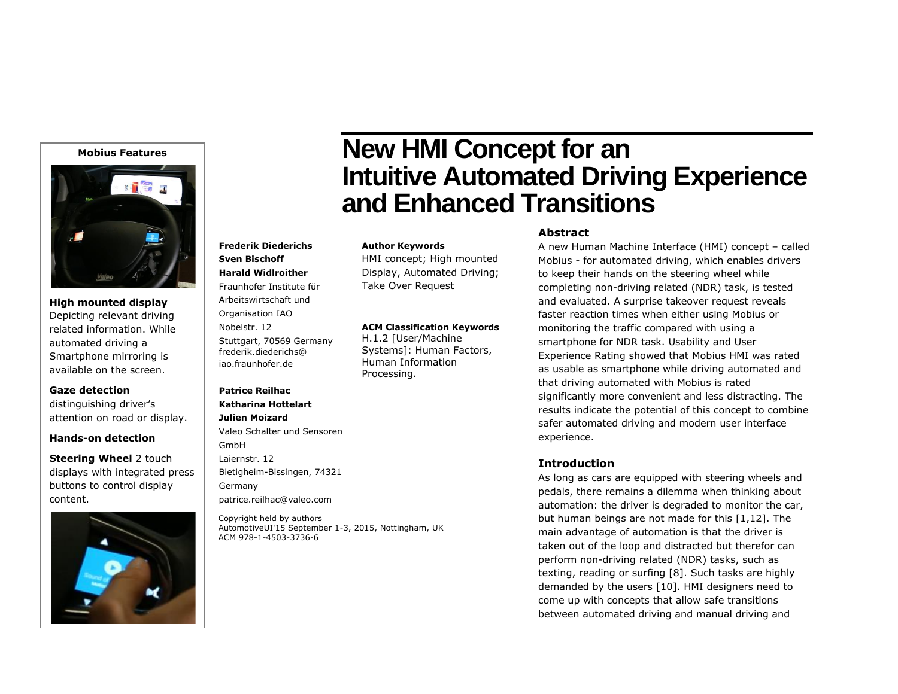# New HMI Concept for an Intuitive Automated Driving Experience and Enhanced Transitions

**Frederik Diederichs**
**Sven Bischoff**
**Harald Widlroither**
Fraunhofer Institute für Arbeitswirtschaft und Organisation IAO
Nobelstr. 12
Stuttgart, 70569 Germany
frederik.diederichs@iao.fraunhofer.de

**Patrice Reilhac**
**Katharina Hottelart**
**Julien Moizard**
Valeo Schalter und Sensoren GmbH
Laiernstr. 12
Bietigheim-Bissingen, 74321 Germany
patrice.reilhac@valeo.com

Copyright held by authors
AutomotiveUI'15 September 1-3, 2015, Nottingham, UK
ACM 978-1-4503-3736-6

**Author Keywords**
HMI concept; High mounted Display, Automated Driving; Take Over Request

**ACM Classification Keywords**
H.1.2 [User/Machine Systems]: Human Factors, Human Information Processing.

**Mobius Features**

**High mounted display** Depicting relevant driving related information. While automated driving a Smartphone mirroring is available on the screen.

**Gaze detection** distinguishing driver's attention on road or display.

**Hands-on detection**

**Steering Wheel** 2 touch displays with integrated press buttons to control display content.

## Abstract

A new Human Machine Interface (HMI) concept – called Mobius - for automated driving, which enables drivers to keep their hands on the steering wheel while completing non-driving related (NDR) task, is tested and evaluated. A surprise takeover request reveals faster reaction times when either using Mobius or monitoring the traffic compared with using a smartphone for NDR task. Usability and User Experience Rating showed that Mobius HMI was rated as usable as smartphone while driving automated and that driving automated with Mobius is rated significantly more convenient and less distracting. The results indicate the potential of this concept to combine safer automated driving and modern user interface experience.

## Introduction

As long as cars are equipped with steering wheels and pedals, there remains a dilemma when thinking about automation: the driver is degraded to monitor the car, but human beings are not made for this [1,12]. The main advantage of automation is that the driver is taken out of the loop and distracted but therefor can perform non-driving related (NDR) tasks, such as texting, reading or surfing [8]. Such tasks are highly demanded by the users [10]. HMI designers need to come up with concepts that allow safe transitions between automated driving and manual driving and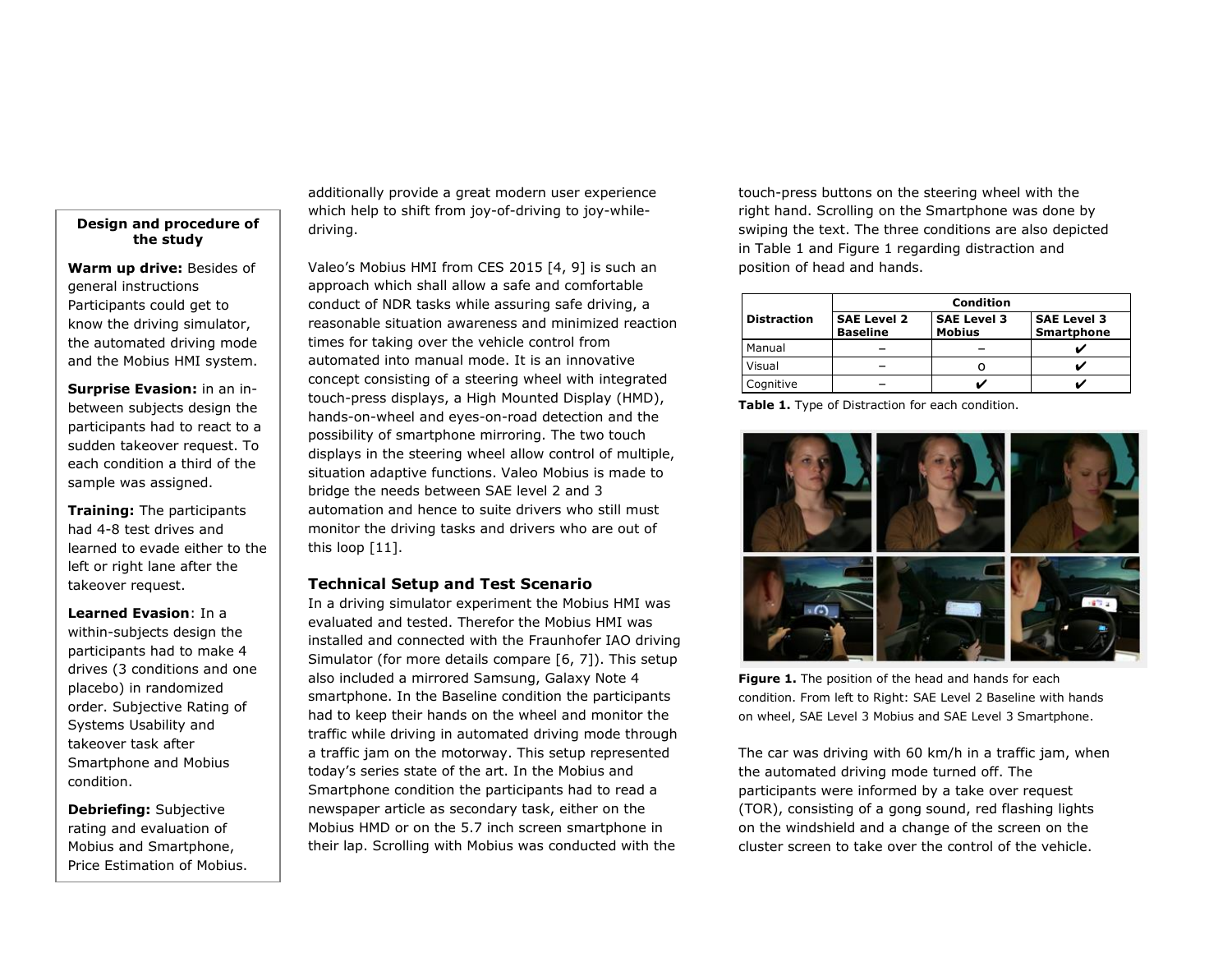## Design and procedure of the study

**Warm up drive:** Besides of general instructions Participants could get to know the driving simulator, the automated driving mode and the Mobius HMI system.

**Surprise Evasion:** in an in-between subjects design the participants had to react to a sudden takeover request. To each condition a third of the sample was assigned.

**Training:** The participants had 4-8 test drives and learned to evade either to the left or right lane after the takeover request.

**Learned Evasion**: In a within-subjects design the participants had to make 4 drives (3 conditions and one placebo) in randomized order. Subjective Rating of Systems Usability and takeover task after Smartphone and Mobius condition.

**Debriefing:** Subjective rating and evaluation of Mobius and Smartphone, Price Estimation of Mobius.

additionally provide a great modern user experience which help to shift from joy-of-driving to joy-while-driving.

Valeo's Mobius HMI from CES 2015 [4, 9] is such an approach which shall allow a safe and comfortable conduct of NDR tasks while assuring safe driving, a reasonable situation awareness and minimized reaction times for taking over the vehicle control from automated into manual mode. It is an innovative concept consisting of a steering wheel with integrated touch-press displays, a High Mounted Display (HMD), hands-on-wheel and eyes-on-road detection and the possibility of smartphone mirroring. The two touch displays in the steering wheel allow control of multiple, situation adaptive functions. Valeo Mobius is made to bridge the needs between SAE level 2 and 3 automation and hence to suite drivers who still must monitor the driving tasks and drivers who are out of this loop [11].

### Technical Setup and Test Scenario

In a driving simulator experiment the Mobius HMI was evaluated and tested. Therefor the Mobius HMI was installed and connected with the Fraunhofer IAO driving Simulator (for more details compare [6, 7]). This setup also included a mirrored Samsung, Galaxy Note 4 smartphone. In the Baseline condition the participants had to keep their hands on the wheel and monitor the traffic while driving in automated driving mode through a traffic jam on the motorway. This setup represented today's series state of the art. In the Mobius and Smartphone condition the participants had to read a newspaper article as secondary task, either on the Mobius HMD or on the 5.7 inch screen smartphone in their lap. Scrolling with Mobius was conducted with the touch-press buttons on the steering wheel with the right hand. Scrolling on the Smartphone was done by swiping the text. The three conditions are also depicted in Table 1 and Figure 1 regarding distraction and position of head and hands.

| Distraction | Condition | | |
|---|---|---|---|
| | **SAE Level 2 Baseline** | **SAE Level 3 Mobius** | **SAE Level 3 Smartphone** |
| Manual | – | – | ✔ |
| Visual | – | o | ✔ |
| Cognitive | – | ✔ | ✔ |

**Table 1.** Type of Distraction for each condition.

**Figure 1.** The position of the head and hands for each condition. From left to Right: SAE Level 2 Baseline with hands on wheel, SAE Level 3 Mobius and SAE Level 3 Smartphone.

The car was driving with 60 km/h in a traffic jam, when the automated driving mode turned off. The participants were informed by a take over request (TOR), consisting of a gong sound, red flashing lights on the windshield and a change of the screen on the cluster screen to take over the control of the vehicle.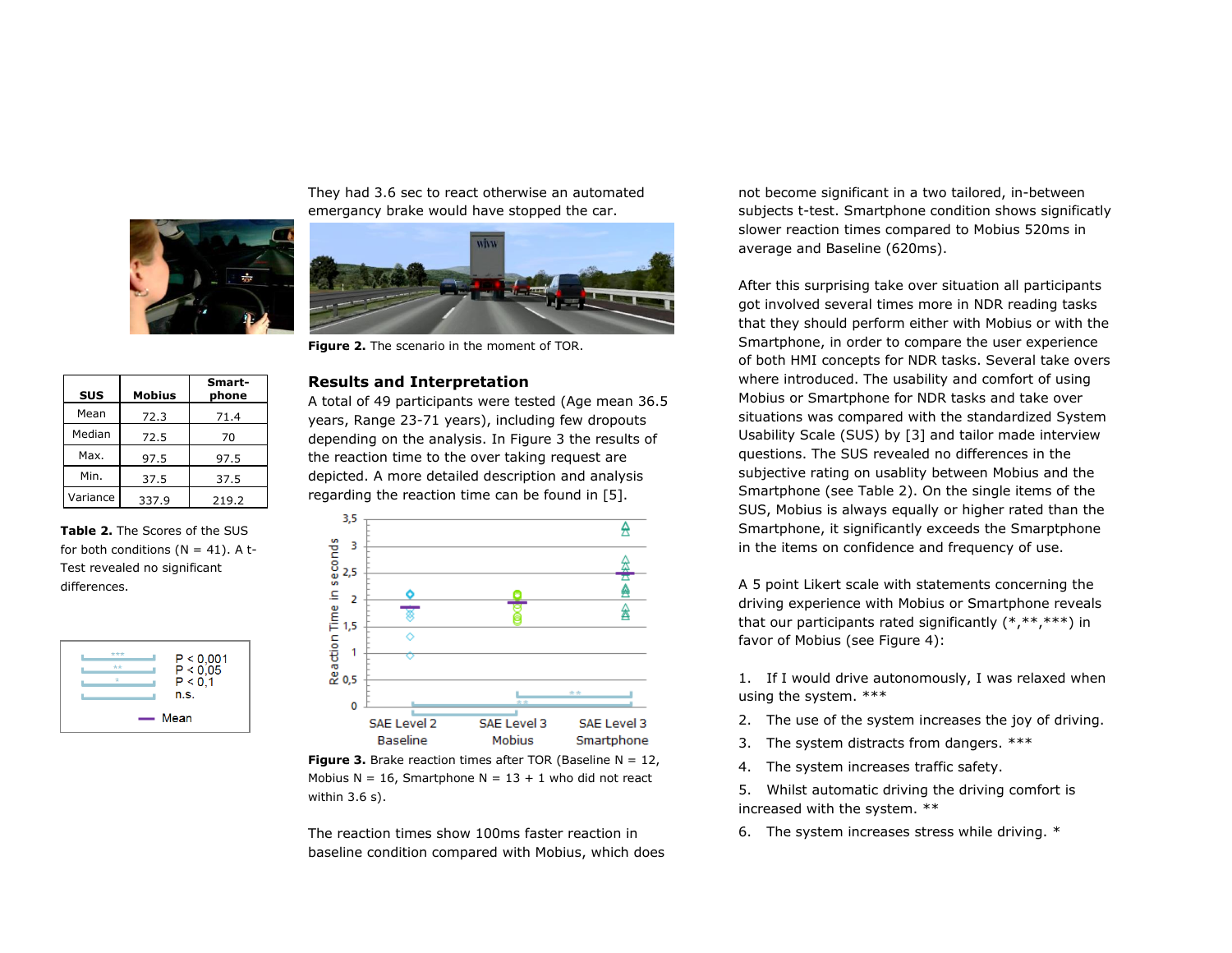They had 3.6 sec to react otherwise an automated emergancy brake would have stopped the car.

**Figure 2.** The scenario in the moment of TOR.

| SUS | Mobius | Smart-phone |
|---|---|---|
| Mean | 72.3 | 71.4 |
| Median | 72.5 | 70 |
| Max. | 97.5 | 97.5 |
| Min. | 37.5 | 37.5 |
| Variance | 337.9 | 219.2 |

**Table 2.** The Scores of the SUS for both conditions (N = 41). A t-Test revealed no significant differences.

## Results and Interpretation

A total of 49 participants were tested (Age mean 36.5 years, Range 23-71 years), including few dropouts depending on the analysis. In Figure 3 the results of the reaction time to the over taking request are depicted. A more detailed description and analysis regarding the reaction time can be found in [5].

**Figure 3.** Brake reaction times after TOR (Baseline N = 12, Mobius N = 16, Smartphone N = 13 + 1 who did not react within 3.6 s).

The reaction times show 100ms faster reaction in baseline condition compared with Mobius, which does not become significant in a two tailored, in-between subjects t-test. Smartphone condition shows significatly slower reaction times compared to Mobius 520ms in average and Baseline (620ms).

After this surprising take over situation all participants got involved several times more in NDR reading tasks that they should perform either with Mobius or with the Smartphone, in order to compare the user experience of both HMI concepts for NDR tasks. Several take overs where introduced. The usability and comfort of using Mobius or Smartphone for NDR tasks and take over situations was compared with the standardized System Usability Scale (SUS) by [3] and tailor made interview questions. The SUS revealed no differences in the subjective rating on usablity between Mobius and the Smartphone (see Table 2). On the single items of the SUS, Mobius is always equally or higher rated than the Smartphone, it significantly exceeds the Smarptphone in the items on confidence and frequency of use.

A 5 point Likert scale with statements concerning the driving experience with Mobius or Smartphone reveals that our participants rated significantly (*,**,***) in favor of Mobius (see Figure 4):

1. If I would drive autonomously, I was relaxed when using the system. ***
2. The use of the system increases the joy of driving.
3. The system distracts from dangers. ***
4. The system increases traffic safety.
5. Whilst automatic driving the driving comfort is increased with the system. **
6. The system increases stress while driving. *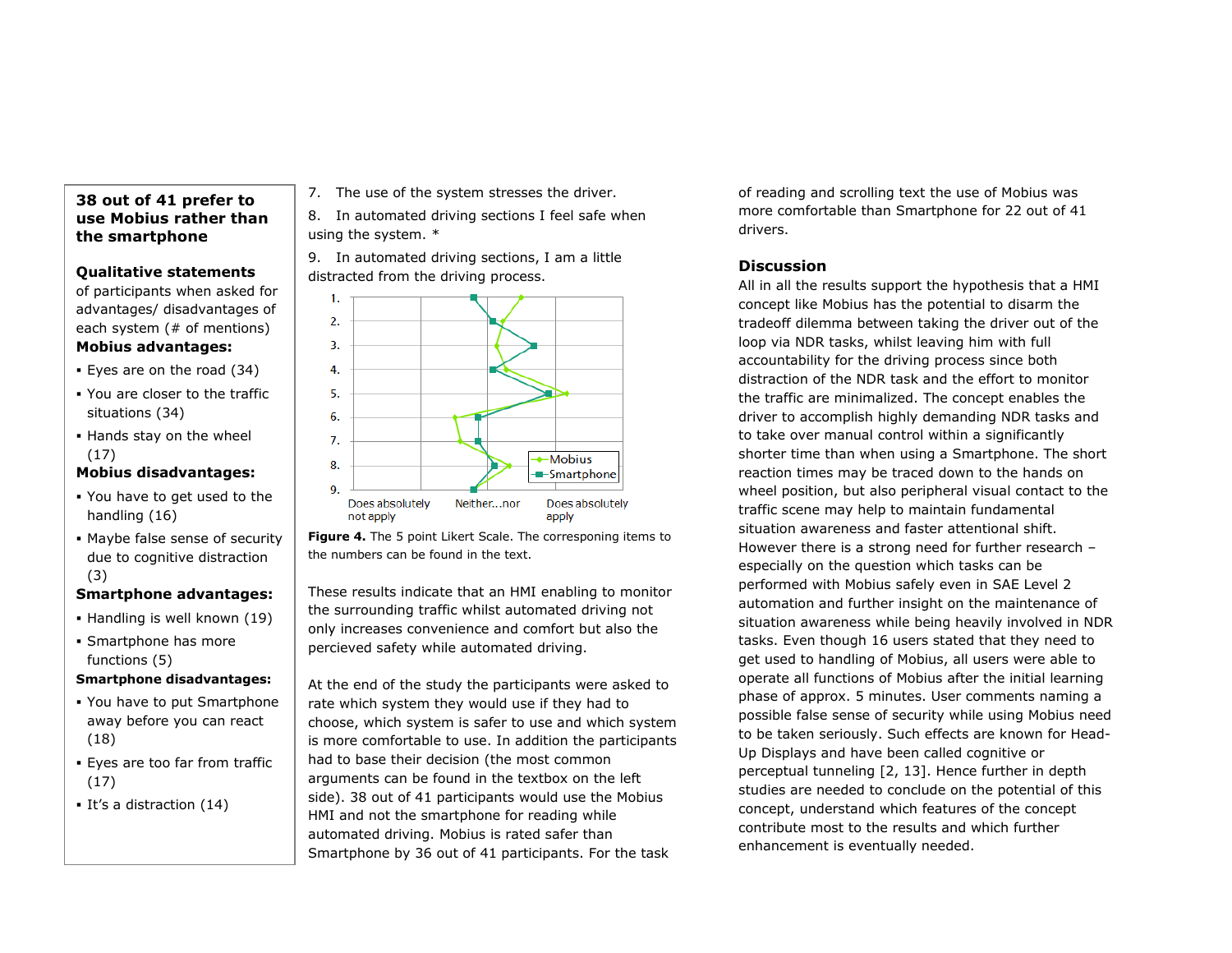**38 out of 41 prefer to use Mobius rather than the smartphone**

**Qualitative statements** of participants when asked for advantages/ disadvantages of each system (# of mentions)

**Mobius advantages:**

- Eyes are on the road (34)
- You are closer to the traffic situations (34)
- Hands stay on the wheel (17)

**Mobius disadvantages:**

- You have to get used to the handling (16)
- Maybe false sense of security due to cognitive distraction (3)

**Smartphone advantages:**

- Handling is well known (19)
- Smartphone has more functions (5)

**Smartphone disadvantages:**

- You have to put Smartphone away before you can react (18)
- Eyes are too far from traffic (17)
- It's a distraction (14)

7. The use of the system stresses the driver.
8. In automated driving sections I feel safe when using the system. *
9. In automated driving sections, I am a little distracted from the driving process.

**Figure 4.** The 5 point Likert Scale. The corresponing items to the numbers can be found in the text.

These results indicate that an HMI enabling to monitor the surrounding traffic whilst automated driving not only increases convenience and comfort but also the percieved safety while automated driving.

At the end of the study the participants were asked to rate which system they would use if they had to choose, which system is safer to use and which system is more comfortable to use. In addition the participants had to base their decision (the most common arguments can be found in the textbox on the left side). 38 out of 41 participants would use the Mobius HMI and not the smartphone for reading while automated driving. Mobius is rated safer than Smartphone by 36 out of 41 participants. For the task of reading and scrolling text the use of Mobius was more comfortable than Smartphone for 22 out of 41 drivers.

## Discussion

All in all the results support the hypothesis that a HMI concept like Mobius has the potential to disarm the tradeoff dilemma between taking the driver out of the loop via NDR tasks, whilst leaving him with full accountability for the driving process since both distraction of the NDR task and the effort to monitor the traffic are minimalized. The concept enables the driver to accomplish highly demanding NDR tasks and to take over manual control within a significantly shorter time than when using a Smartphone. The short reaction times may be traced down to the hands on wheel position, but also peripheral visual contact to the traffic scene may help to maintain fundamental situation awareness and faster attentional shift. However there is a strong need for further research – especially on the question which tasks can be performed with Mobius safely even in SAE Level 2 automation and further insight on the maintenance of situation awareness while being heavily involved in NDR tasks. Even though 16 users stated that they need to get used to handling of Mobius, all users were able to operate all functions of Mobius after the initial learning phase of approx. 5 minutes. User comments naming a possible false sense of security while using Mobius need to be taken seriously. Such effects are known for Head-Up Displays and have been called cognitive or perceptual tunneling [2, 13]. Hence further in depth studies are needed to conclude on the potential of this concept, understand which features of the concept contribute most to the results and which further enhancement is eventually needed.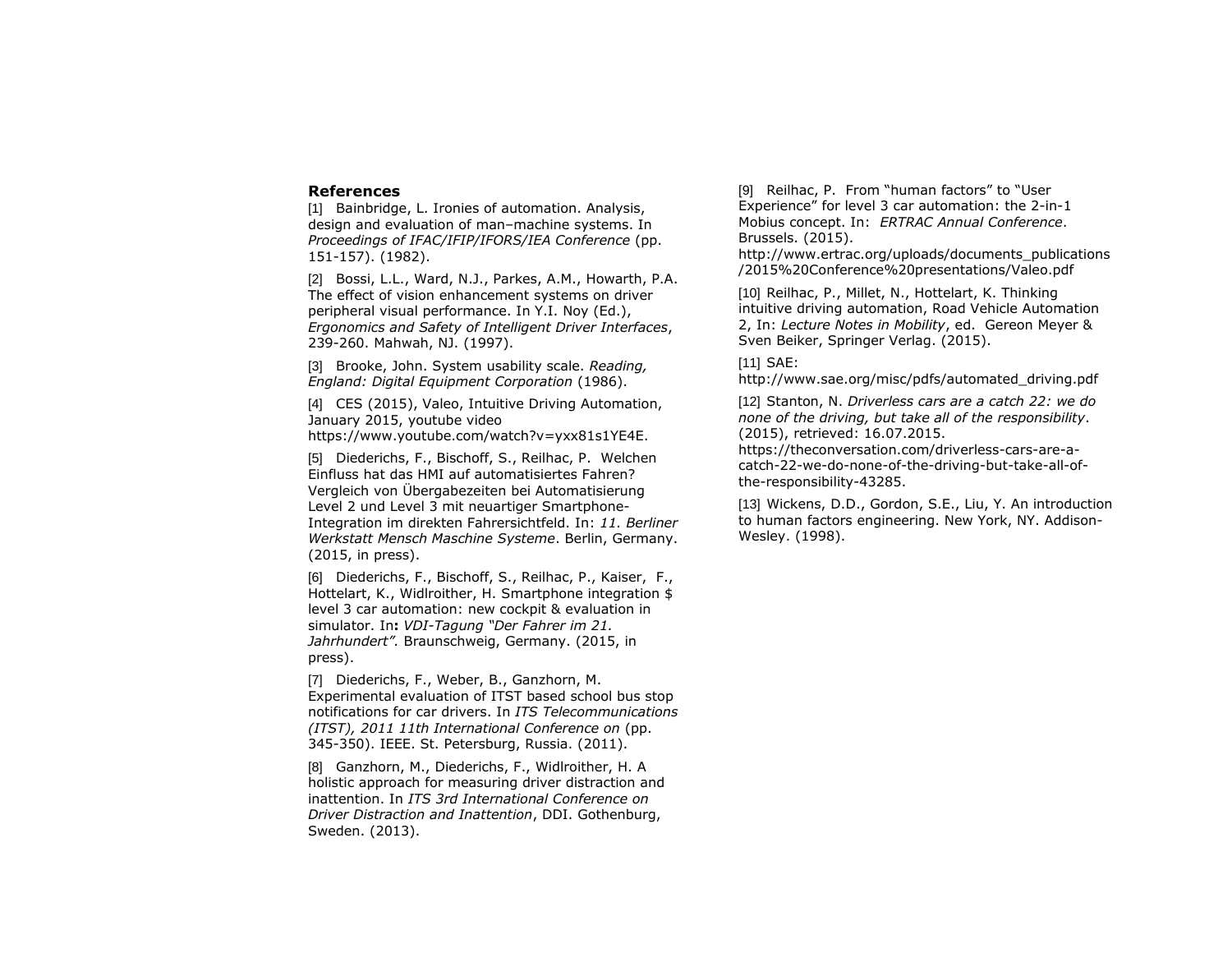## References

[1] Bainbridge, L. Ironies of automation. Analysis, design and evaluation of man–machine systems. In *Proceedings of IFAC/IFIP/IFORS/IEA Conference* (pp. 151-157). (1982).

[2] Bossi, L.L., Ward, N.J., Parkes, A.M., Howarth, P.A. The effect of vision enhancement systems on driver peripheral visual performance. In Y.I. Noy (Ed.), *Ergonomics and Safety of Intelligent Driver Interfaces*, 239-260. Mahwah, NJ. (1997).

[3] Brooke, John. System usability scale. *Reading, England: Digital Equipment Corporation* (1986).

[4] CES (2015), Valeo, Intuitive Driving Automation, January 2015, youtube video https://www.youtube.com/watch?v=yxx81s1YE4E.

[5] Diederichs, F., Bischoff, S., Reilhac, P. Welchen Einfluss hat das HMI auf automatisiertes Fahren? Vergleich von Übergabezeiten bei Automatisierung Level 2 und Level 3 mit neuartiger Smartphone-Integration im direkten Fahrersichtfeld. In: *11. Berliner Werkstatt Mensch Maschine Systeme*. Berlin, Germany. (2015, in press).

[6] Diederichs, F., Bischoff, S., Reilhac, P., Kaiser, F., Hottelart, K., Widlroither, H. Smartphone integration $ level 3 car automation: new cockpit & evaluation in simulator. In**:** *VDI-Tagung "Der Fahrer im 21. Jahrhundert".* Braunschweig, Germany. (2015, in press).

[7] Diederichs, F., Weber, B., Ganzhorn, M. Experimental evaluation of ITST based school bus stop notifications for car drivers. In *ITS Telecommunications (ITST), 2011 11th International Conference on* (pp. 345-350). IEEE. St. Petersburg, Russia. (2011).

[8] Ganzhorn, M., Diederichs, F., Widlroither, H. A holistic approach for measuring driver distraction and inattention. In *ITS 3rd International Conference on Driver Distraction and Inattention*, DDI. Gothenburg, Sweden. (2013).

[9] Reilhac, P. From "human factors" to "User Experience" for level 3 car automation: the 2-in-1 Mobius concept. In: *ERTRAC Annual Conference*. Brussels. (2015). http://www.ertrac.org/uploads/documents_publications/2015%20Conference%20presentations/Valeo.pdf

[10] Reilhac, P., Millet, N., Hottelart, K. Thinking intuitive driving automation, Road Vehicle Automation 2, In: *Lecture Notes in Mobility*, ed. Gereon Meyer & Sven Beiker, Springer Verlag. (2015).

[11] SAE: http://www.sae.org/misc/pdfs/automated_driving.pdf

[12] Stanton, N. *Driverless cars are a catch 22: we do none of the driving, but take all of the responsibility*. (2015), retrieved: 16.07.2015. https://theconversation.com/driverless-cars-are-a-catch-22-we-do-none-of-the-driving-but-take-all-of-the-responsibility-43285.

[13] Wickens, D.D., Gordon, S.E., Liu, Y. An introduction to human factors engineering. New York, NY. Addison-Wesley. (1998).